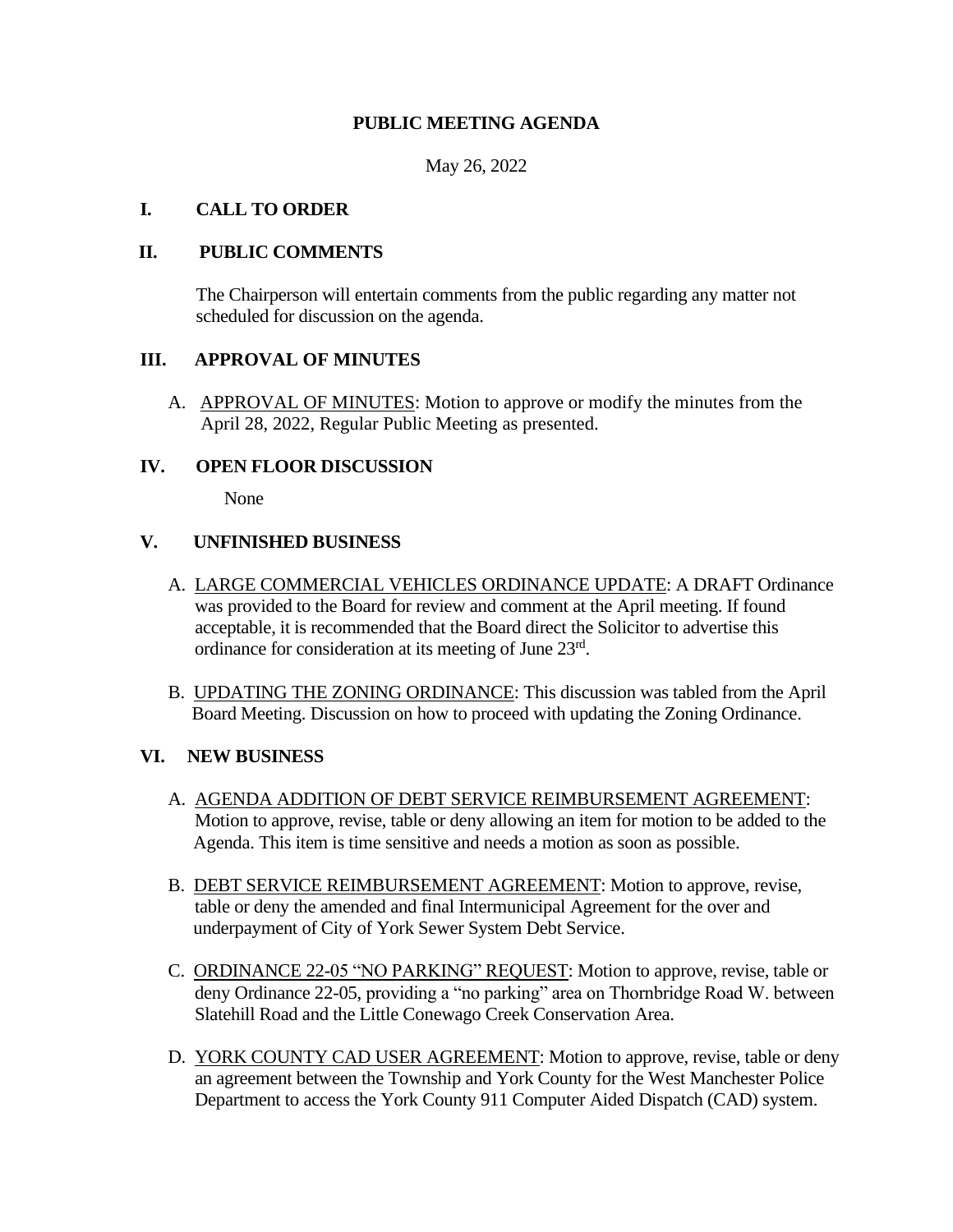# PUBLIC MEETING AGENDA

May 26, 2022

## I. CALL TO ORDER

## II. PUBLIC COMMENTS

The Chairperson will entertain comments from the public regarding any matter not scheduled for discussion on the agenda.

## III. APPROVAL OF MINUTES

A. APPROVAL OF MINUTES: Motion to approve or modify the minutes from the April 28, 2022, Regular Public Meeting as presented.

## IV. OPEN FLOOR DISCUSSION

None

## V. UNFINISHED BUSINESS

A. LARGE COMMERCIAL VEHICLES ORDINANCE UPDATE: A DRAFT Ordinance was provided to the Board for review and comment at the April meeting. If found acceptable, it is recommended that the Board direct the Solicitor to advertise this ordinance for consideration at its meeting of June 23rd.

B. UPDATING THE ZONING ORDINANCE: This discussion was tabled from the April Board Meeting. Discussion on how to proceed with updating the Zoning Ordinance.

## VI. NEW BUSINESS

A. AGENDA ADDITION OF DEBT SERVICE REIMBURSEMENT AGREEMENT: Motion to approve, revise, table or deny allowing an item for motion to be added to the Agenda. This item is time sensitive and needs a motion as soon as possible.

B. DEBT SERVICE REIMBURSEMENT AGREEMENT: Motion to approve, revise, table or deny the amended and final Intermunicipal Agreement for the over and underpayment of City of York Sewer System Debt Service.

C. ORDINANCE 22-05 "NO PARKING" REQUEST: Motion to approve, revise, table or deny Ordinance 22-05, providing a "no parking" area on Thornbridge Road W. between Slatehill Road and the Little Conewago Creek Conservation Area.

D. YORK COUNTY CAD USER AGREEMENT: Motion to approve, revise, table or deny an agreement between the Township and York County for the West Manchester Police Department to access the York County 911 Computer Aided Dispatch (CAD) system.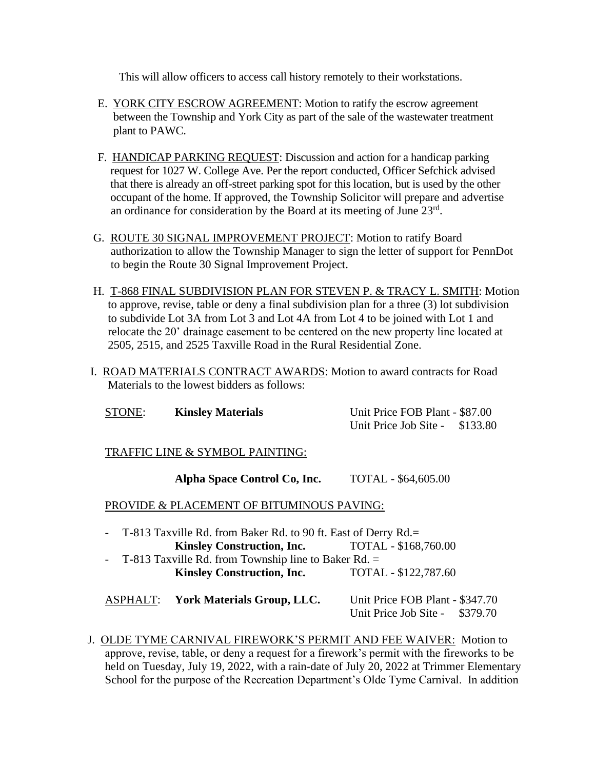This will allow officers to access call history remotely to their workstations.

E. YORK CITY ESCROW AGREEMENT: Motion to ratify the escrow agreement between the Township and York City as part of the sale of the wastewater treatment plant to PAWC.

F. HANDICAP PARKING REQUEST: Discussion and action for a handicap parking request for 1027 W. College Ave. Per the report conducted, Officer Sefchick advised that there is already an off-street parking spot for this location, but is used by the other occupant of the home. If approved, the Township Solicitor will prepare and advertise an ordinance for consideration by the Board at its meeting of June 23rd.

G. ROUTE 30 SIGNAL IMPROVEMENT PROJECT: Motion to ratify Board authorization to allow the Township Manager to sign the letter of support for PennDot to begin the Route 30 Signal Improvement Project.

H. T-868 FINAL SUBDIVISION PLAN FOR STEVEN P. & TRACY L. SMITH: Motion to approve, revise, table or deny a final subdivision plan for a three (3) lot subdivision to subdivide Lot 3A from Lot 3 and Lot 4A from Lot 4 to be joined with Lot 1 and relocate the 20' drainage easement to be centered on the new property line located at 2505, 2515, and 2525 Taxville Road in the Rural Residential Zone.

I. ROAD MATERIALS CONTRACT AWARDS: Motion to award contracts for Road Materials to the lowest bidders as follows:

STONE: **Kinsley Materials** — Unit Price FOB Plant - $87.00; Unit Price Job Site - $133.80

TRAFFIC LINE & SYMBOL PAINTING:

**Alpha Space Control Co, Inc.** — TOTAL - $64,605.00

PROVIDE & PLACEMENT OF BITUMINOUS PAVING:

- T-813 Taxville Rd. from Baker Rd. to 90 ft. East of Derry Rd.= **Kinsley Construction, Inc.** — TOTAL - $168,760.00
- T-813 Taxville Rd. from Township line to Baker Rd. = **Kinsley Construction, Inc.** — TOTAL - $122,787.60

ASPHALT: **York Materials Group, LLC.** — Unit Price FOB Plant - $347.70; Unit Price Job Site - $379.70

J. OLDE TYME CARNIVAL FIREWORK'S PERMIT AND FEE WAIVER: Motion to approve, revise, table, or deny a request for a firework's permit with the fireworks to be held on Tuesday, July 19, 2022, with a rain-date of July 20, 2022 at Trimmer Elementary School for the purpose of the Recreation Department's Olde Tyme Carnival. In addition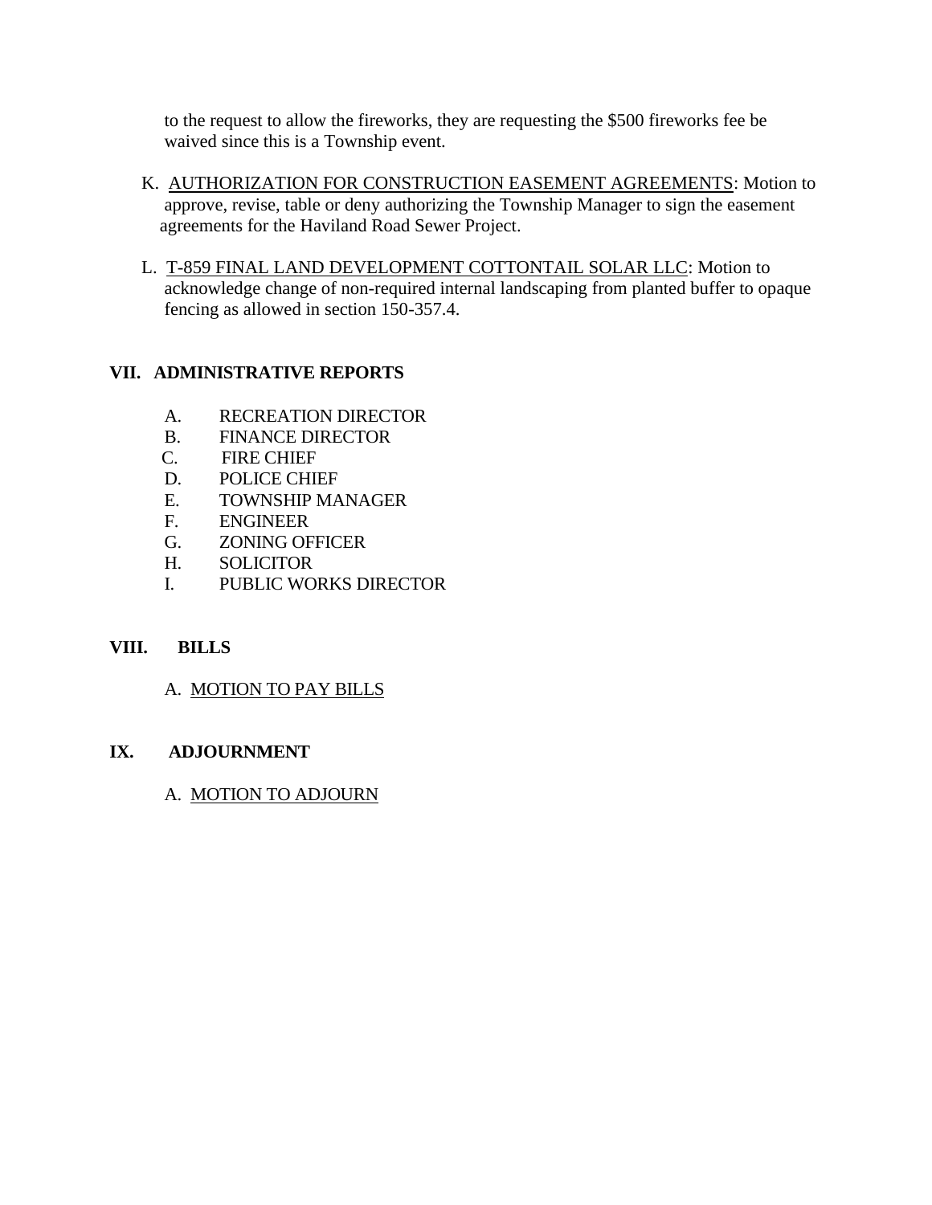to the request to allow the fireworks, they are requesting the $500 fireworks fee be waived since this is a Township event.

K. AUTHORIZATION FOR CONSTRUCTION EASEMENT AGREEMENTS: Motion to approve, revise, table or deny authorizing the Township Manager to sign the easement agreements for the Haviland Road Sewer Project.

L. T-859 FINAL LAND DEVELOPMENT COTTONTAIL SOLAR LLC: Motion to acknowledge change of non-required internal landscaping from planted buffer to opaque fencing as allowed in section 150-357.4.

## VII. ADMINISTRATIVE REPORTS

A. RECREATION DIRECTOR
B. FINANCE DIRECTOR
C. FIRE CHIEF
D. POLICE CHIEF
E. TOWNSHIP MANAGER
F. ENGINEER
G. ZONING OFFICER
H. SOLICITOR
I. PUBLIC WORKS DIRECTOR

## VIII. BILLS

A. MOTION TO PAY BILLS

## IX. ADJOURNMENT

A. MOTION TO ADJOURN